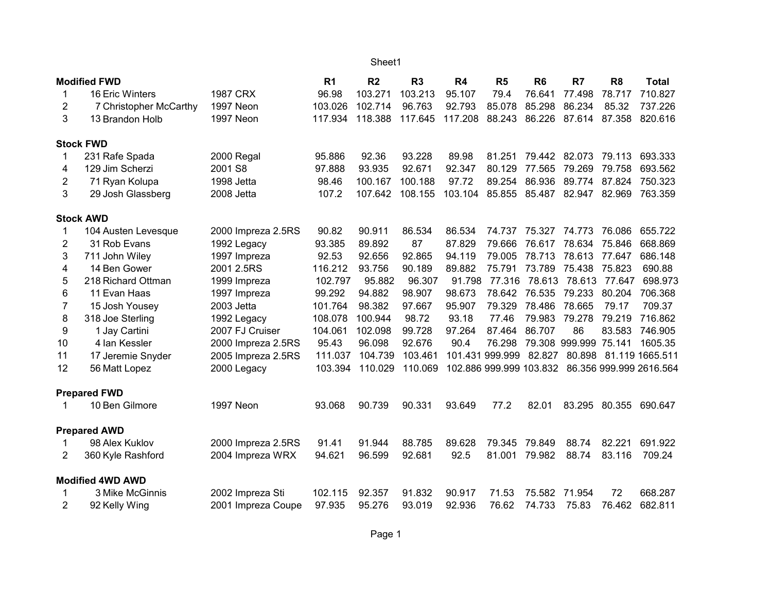| | | | R1 | R2 | R3 | R4 | R5 | R6 | R7 | R8 | Total |
|---|---|---|---|---|---|---|---|---|---|---|---|
| **Modified FWD** | | | | | | | | | | | |
| 1 | 16 Eric Winters | 1987 CRX | 96.98 | 103.271 | 103.213 | 95.107 | 79.4 | 76.641 | 77.498 | 78.717 | 710.827 |
| 2 | 7 Christopher McCarthy | 1997 Neon | 103.026 | 102.714 | 96.763 | 92.793 | 85.078 | 85.298 | 86.234 | 85.32 | 737.226 |
| 3 | 13 Brandon Holb | 1997 Neon | 117.934 | 118.388 | 117.645 | 117.208 | 88.243 | 86.226 | 87.614 | 87.358 | 820.616 |
| **Stock FWD** | | | | | | | | | | | |
| 1 | 231 Rafe Spada | 2000 Regal | 95.886 | 92.36 | 93.228 | 89.98 | 81.251 | 79.442 | 82.073 | 79.113 | 693.333 |
| 4 | 129 Jim Scherzi | 2001 S8 | 97.888 | 93.935 | 92.671 | 92.347 | 80.129 | 77.565 | 79.269 | 79.758 | 693.562 |
| 2 | 71 Ryan Kolupa | 1998 Jetta | 98.46 | 100.167 | 100.188 | 97.72 | 89.254 | 86.936 | 89.774 | 87.824 | 750.323 |
| 3 | 29 Josh Glassberg | 2008 Jetta | 107.2 | 107.642 | 108.155 | 103.104 | 85.855 | 85.487 | 82.947 | 82.969 | 763.359 |
| **Stock AWD** | | | | | | | | | | | |
| 1 | 104 Austen Levesque | 2000 Impreza 2.5RS | 90.82 | 90.911 | 86.534 | 86.534 | 74.737 | 75.327 | 74.773 | 76.086 | 655.722 |
| 2 | 31 Rob Evans | 1992 Legacy | 93.385 | 89.892 | 87 | 87.829 | 79.666 | 76.617 | 78.634 | 75.846 | 668.869 |
| 3 | 711 John Wiley | 1997 Impreza | 92.53 | 92.656 | 92.865 | 94.119 | 79.005 | 78.713 | 78.613 | 77.647 | 686.148 |
| 4 | 14 Ben Gower | 2001 2.5RS | 116.212 | 93.756 | 90.189 | 89.882 | 75.791 | 73.789 | 75.438 | 75.823 | 690.88 |
| 5 | 218 Richard Ottman | 1999 Impreza | 102.797 | 95.882 | 96.307 | 91.798 | 77.316 | 78.613 | 78.613 | 77.647 | 698.973 |
| 6 | 11 Evan Haas | 1997 Impreza | 99.292 | 94.882 | 98.907 | 98.673 | 78.642 | 76.535 | 79.233 | 80.204 | 706.368 |
| 7 | 15 Josh Yousey | 2003 Jetta | 101.764 | 98.382 | 97.667 | 95.907 | 79.329 | 78.486 | 78.665 | 79.17 | 709.37 |
| 8 | 318 Joe Sterling | 1992 Legacy | 108.078 | 100.944 | 98.72 | 93.18 | 77.46 | 79.983 | 79.278 | 79.219 | 716.862 |
| 9 | 1 Jay Cartini | 2007 FJ Cruiser | 104.061 | 102.098 | 99.728 | 97.264 | 87.464 | 86.707 | 86 | 83.583 | 746.905 |
| 10 | 4 Ian Kessler | 2000 Impreza 2.5RS | 95.43 | 96.098 | 92.676 | 90.4 | 76.298 | 79.308 | 999.999 | 75.141 | 1605.35 |
| 11 | 17 Jeremie Snyder | 2005 Impreza 2.5RS | 111.037 | 104.739 | 103.461 | 101.431 | 999.999 | 82.827 | 80.898 | 81.119 | 1665.511 |
| 12 | 56 Matt Lopez | 2000 Legacy | 103.394 | 110.029 | 110.069 | 102.886 | 999.999 | 103.832 | 86.356 | 999.999 | 2616.564 |
| **Prepared FWD** | | | | | | | | | | | |
| 1 | 10 Ben Gilmore | 1997 Neon | 93.068 | 90.739 | 90.331 | 93.649 | 77.2 | 82.01 | 83.295 | 80.355 | 690.647 |
| **Prepared AWD** | | | | | | | | | | | |
| 1 | 98 Alex Kuklov | 2000 Impreza 2.5RS | 91.41 | 91.944 | 88.785 | 89.628 | 79.345 | 79.849 | 88.74 | 82.221 | 691.922 |
| 2 | 360 Kyle Rashford | 2004 Impreza WRX | 94.621 | 96.599 | 92.681 | 92.5 | 81.001 | 79.982 | 88.74 | 83.116 | 709.24 |
| **Modified 4WD AWD** | | | | | | | | | | | |
| 1 | 3 Mike McGinnis | 2002 Impreza Sti | 102.115 | 92.357 | 91.832 | 90.917 | 71.53 | 75.582 | 71.954 | 72 | 668.287 |
| 2 | 92 Kelly Wing | 2001 Impreza Coupe | 97.935 | 95.276 | 93.019 | 92.936 | 76.62 | 74.733 | 75.83 | 76.462 | 682.811 |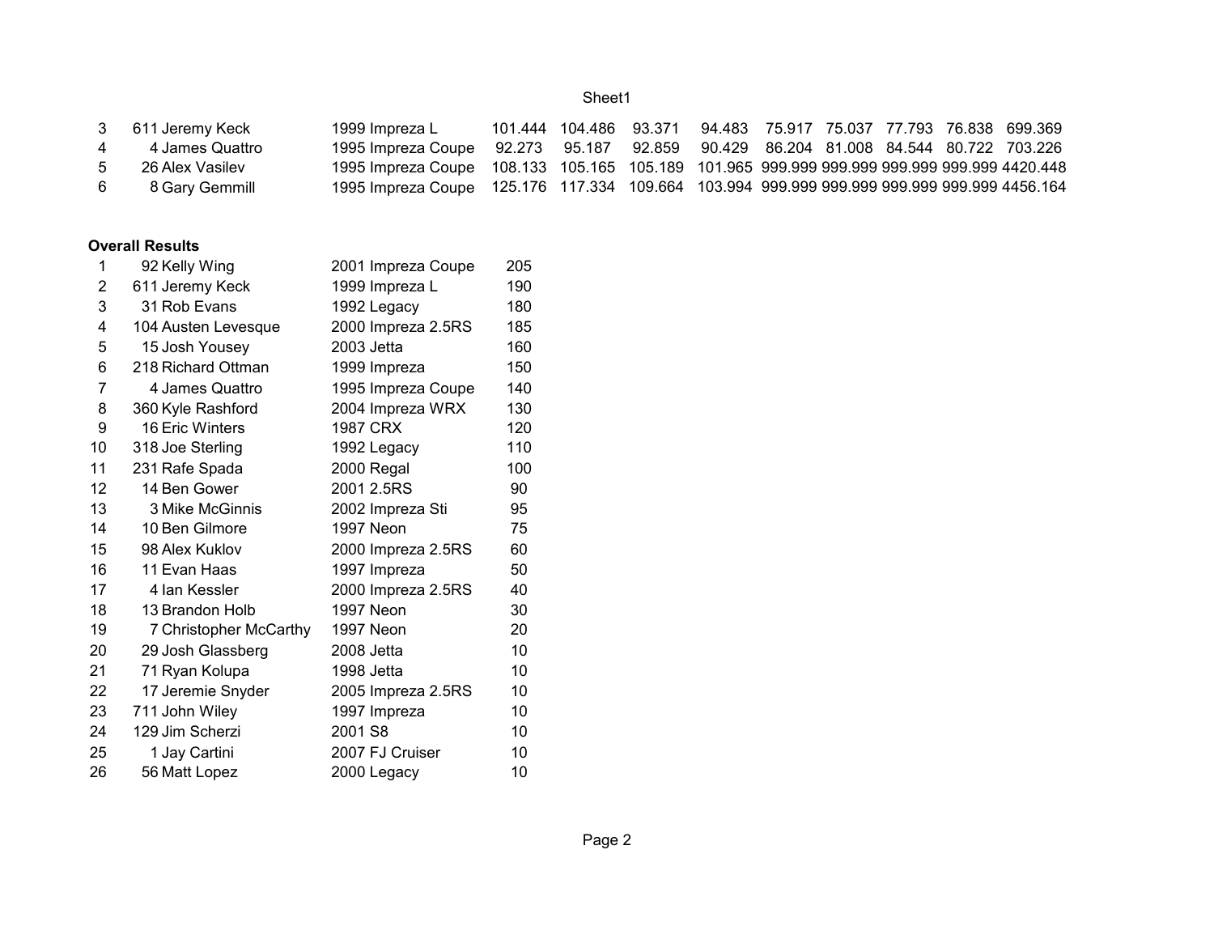| | | | | | | | | | | | | | |
|---|---|---|---|---|---|---|---|---|---|---|---|---|---|
| 3 | 611 | Jeremy Keck | 1999 Impreza L | 101.444 | 104.486 | 93.371 | 94.483 | 75.917 | 75.037 | 77.793 | 76.838 | 699.369 |
| 4 | 4 | James Quattro | 1995 Impreza Coupe | 92.273 | 95.187 | 92.859 | 90.429 | 86.204 | 81.008 | 84.544 | 80.722 | 703.226 |
| 5 | 26 | Alex Vasilev | 1995 Impreza Coupe | 108.133 | 105.165 | 105.189 | 101.965 | 999.999 | 999.999 | 999.999 | 999.999 | 4420.448 |
| 6 | 8 | Gary Gemmill | 1995 Impreza Coupe | 125.176 | 117.334 | 109.664 | 103.994 | 999.999 | 999.999 | 999.999 | 999.999 | 4456.164 |

**Overall Results**

| | | | | |
|---|---|---|---|---|
| 1 | 92 | Kelly Wing | 2001 Impreza Coupe | 205 |
| 2 | 611 | Jeremy Keck | 1999 Impreza L | 190 |
| 3 | 31 | Rob Evans | 1992 Legacy | 180 |
| 4 | 104 | Austen Levesque | 2000 Impreza 2.5RS | 185 |
| 5 | 15 | Josh Yousey | 2003 Jetta | 160 |
| 6 | 218 | Richard Ottman | 1999 Impreza | 150 |
| 7 | 4 | James Quattro | 1995 Impreza Coupe | 140 |
| 8 | 360 | Kyle Rashford | 2004 Impreza WRX | 130 |
| 9 | 16 | Eric Winters | 1987 CRX | 120 |
| 10 | 318 | Joe Sterling | 1992 Legacy | 110 |
| 11 | 231 | Rafe Spada | 2000 Regal | 100 |
| 12 | 14 | Ben Gower | 2001 2.5RS | 90 |
| 13 | 3 | Mike McGinnis | 2002 Impreza Sti | 95 |
| 14 | 10 | Ben Gilmore | 1997 Neon | 75 |
| 15 | 98 | Alex Kuklov | 2000 Impreza 2.5RS | 60 |
| 16 | 11 | Evan Haas | 1997 Impreza | 50 |
| 17 | 4 | Ian Kessler | 2000 Impreza 2.5RS | 40 |
| 18 | 13 | Brandon Holb | 1997 Neon | 30 |
| 19 | 7 | Christopher McCarthy | 1997 Neon | 20 |
| 20 | 29 | Josh Glassberg | 2008 Jetta | 10 |
| 21 | 71 | Ryan Kolupa | 1998 Jetta | 10 |
| 22 | 17 | Jeremie Snyder | 2005 Impreza 2.5RS | 10 |
| 23 | 711 | John Wiley | 1997 Impreza | 10 |
| 24 | 129 | Jim Scherzi | 2001 S8 | 10 |
| 25 | 1 | Jay Cartini | 2007 FJ Cruiser | 10 |
| 26 | 56 | Matt Lopez | 2000 Legacy | 10 |